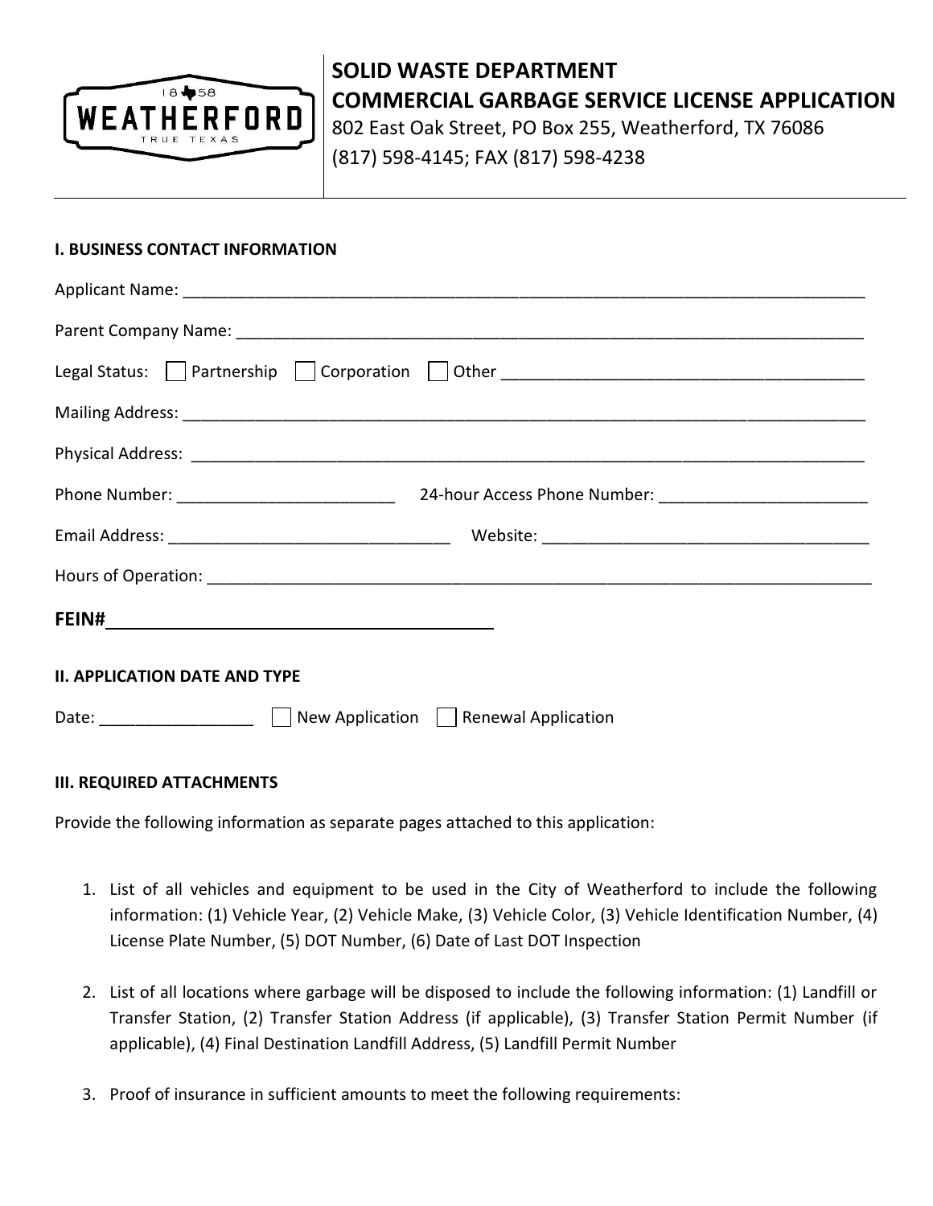# SOLID WASTE DEPARTMENT

## COMMERCIAL GARBAGE SERVICE LICENSE APPLICATION

802 East Oak Street, PO Box 255, Weatherford, TX 76086

(817) 598-4145; FAX (817) 598-4238

### I. BUSINESS CONTACT INFORMATION

Applicant Name: ______________________________________________________________________________

Parent Company Name: _________________________________________________________________________

Legal Status: ☐ Partnership ☐ Corporation ☐ Other ________________________________________

Mailing Address: ______________________________________________________________________________

Physical Address: _____________________________________________________________________________

Phone Number: ________________________ 24-hour Access Phone Number: _______________________

Email Address: _______________________________ Website: ____________________________________

Hours of Operation: ____________________________________________________________________________

**FEIN#**________________________________________

### II. APPLICATION DATE AND TYPE

Date: _________________ ☐ New Application ☐ Renewal Application

### III. REQUIRED ATTACHMENTS

Provide the following information as separate pages attached to this application:

1. List of all vehicles and equipment to be used in the City of Weatherford to include the following information: (1) Vehicle Year, (2) Vehicle Make, (3) Vehicle Color, (3) Vehicle Identification Number, (4) License Plate Number, (5) DOT Number, (6) Date of Last DOT Inspection

2. List of all locations where garbage will be disposed to include the following information: (1) Landfill or Transfer Station, (2) Transfer Station Address (if applicable), (3) Transfer Station Permit Number (if applicable), (4) Final Destination Landfill Address, (5) Landfill Permit Number

3. Proof of insurance in sufficient amounts to meet the following requirements: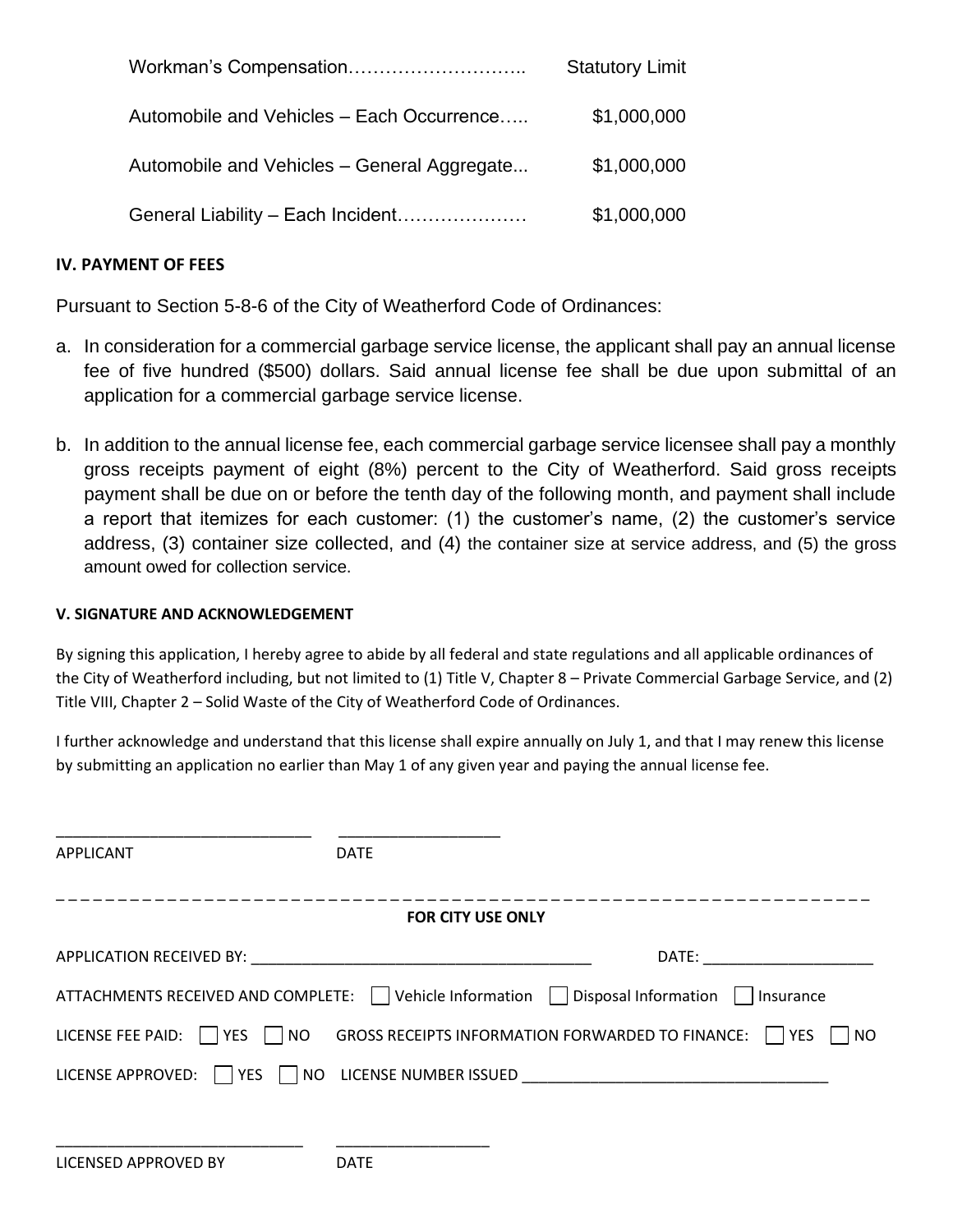| | |
|---|---|
| Workman's Compensation……………………….. | Statutory Limit |
| Automobile and Vehicles – Each Occurrence….. | $1,000,000 |
| Automobile and Vehicles – General Aggregate... | $1,000,000 |
| General Liability – Each Incident………………… | $1,000,000 |

**IV. PAYMENT OF FEES**

Pursuant to Section 5-8-6 of the City of Weatherford Code of Ordinances:

a. In consideration for a commercial garbage service license, the applicant shall pay an annual license fee of five hundred ($500) dollars. Said annual license fee shall be due upon submittal of an application for a commercial garbage service license.

b. In addition to the annual license fee, each commercial garbage service licensee shall pay a monthly gross receipts payment of eight (8%) percent to the City of Weatherford. Said gross receipts payment shall be due on or before the tenth day of the following month, and payment shall include a report that itemizes for each customer: (1) the customer's name, (2) the customer's service address, (3) container size collected, and (4) the container size at service address, and (5) the gross amount owed for collection service.

**V. SIGNATURE AND ACKNOWLEDGEMENT**

By signing this application, I hereby agree to abide by all federal and state regulations and all applicable ordinances of the City of Weatherford including, but not limited to (1) Title V, Chapter 8 – Private Commercial Garbage Service, and (2) Title VIII, Chapter 2 – Solid Waste of the City of Weatherford Code of Ordinances.

I further acknowledge and understand that this license shall expire annually on July 1, and that I may renew this license by submitting an application no earlier than May 1 of any given year and paying the annual license fee.

_____________________________ __________________

APPLICANT DATE

**FOR CITY USE ONLY**

APPLICATION RECEIVED BY: ________________________________________ DATE: ____________________

ATTACHMENTS RECEIVED AND COMPLETE: ☐ Vehicle Information ☐ Disposal Information ☐ Insurance

LICENSE FEE PAID: ☐ YES ☐ NO GROSS RECEIPTS INFORMATION FORWARDED TO FINANCE: ☐ YES ☐ NO

LICENSE APPROVED: ☐ YES ☐ NO LICENSE NUMBER ISSUED ___________________________________

_____________________________ _________________

LICENSED APPROVED BY DATE